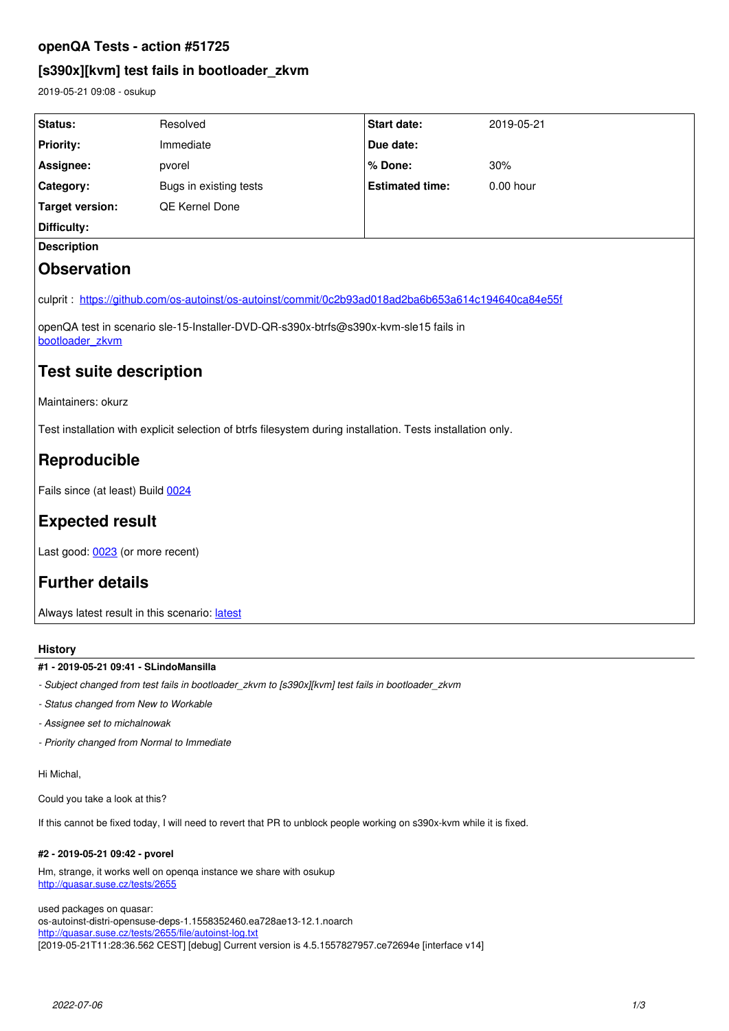# openQA Tests - action #51725

## [s390x][kvm] test fails in bootloader_zkvm

2019-05-21 09:08 - osukup

| Status: | Resolved | Start date: | 2019-05-21 |
|---|---|---|---|
| Priority: | Immediate | Due date: | |
| Assignee: | pvorel | % Done: | 30% |
| Category: | Bugs in existing tests | Estimated time: | 0.00 hour |
| Target version: | QE Kernel Done | | |
| Difficulty: | | | |

**Description**

# Observation

culprit : https://github.com/os-autoinst/os-autoinst/commit/0c2b93ad018ad2ba6b653a614c194640ca84e55f

openQA test in scenario sle-15-Installer-DVD-QR-s390x-btrfs@s390x-kvm-sle15 fails in bootloader_zkvm

# Test suite description

Maintainers: okurz

Test installation with explicit selection of btrfs filesystem during installation. Tests installation only.

# Reproducible

Fails since (at least) Build 0024

# Expected result

Last good: 0023 (or more recent)

# Further details

Always latest result in this scenario: latest

### History

#### #1 - 2019-05-21 09:41 - SLindoMansilla

- *Subject changed from test fails in bootloader_zkvm to [s390x][kvm] test fails in bootloader_zkvm*
- *Status changed from New to Workable*
- *Assignee set to michalnowak*
- *Priority changed from Normal to Immediate*

Hi Michal,

Could you take a look at this?

If this cannot be fixed today, I will need to revert that PR to unblock people working on s390x-kvm while it is fixed.

#### #2 - 2019-05-21 09:42 - pvorel

Hm, strange, it works well on openqa instance we share with osukup
http://quasar.suse.cz/tests/2655

used packages on quasar:
os-autoinst-distri-opensuse-deps-1.1558352460.ea728ae13-12.1.noarch
http://quasar.suse.cz/tests/2655/file/autoinst-log.txt
[2019-05-21T11:28:36.562 CEST] [debug] Current version is 4.5.1557827957.ce72694e [interface v14]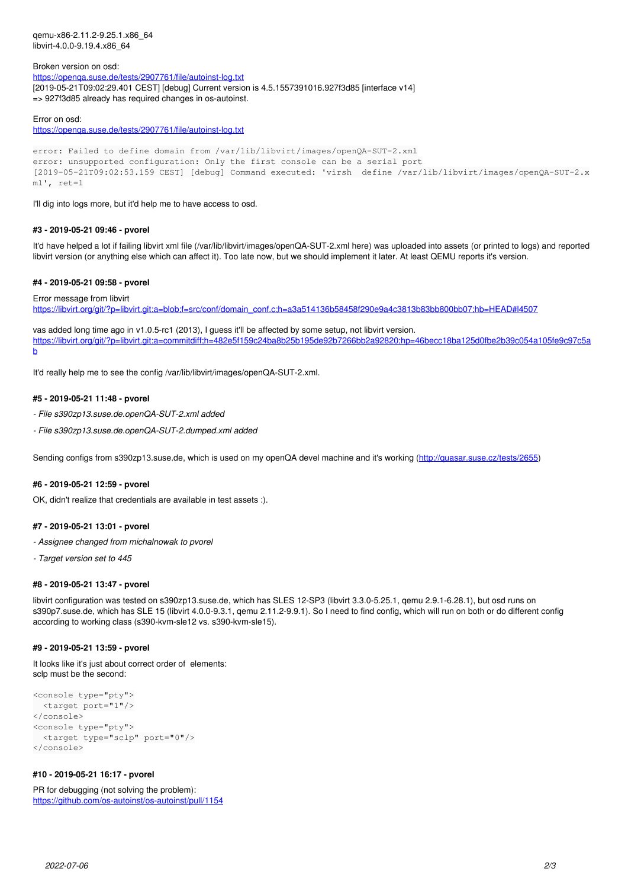qemu-x86-2.11.2-9.25.1.x86_64
libvirt-4.0.0-9.19.4.x86_64

Broken version on osd:
https://openqa.suse.de/tests/2907761/file/autoinst-log.txt
[2019-05-21T09:02:29.401 CEST] [debug] Current version is 4.5.1557391016.927f3d85 [interface v14]
=> 927f3d85 already has required changes in os-autoinst.

Error on osd:
https://openqa.suse.de/tests/2907761/file/autoinst-log.txt

```
error: Failed to define domain from /var/lib/libvirt/images/openQA-SUT-2.xml
error: unsupported configuration: Only the first console can be a serial port
[2019-05-21T09:02:53.159 CEST] [debug] Command executed: 'virsh  define /var/lib/libvirt/images/openQA-SUT-2.x
ml', ret=1
```

I'll dig into logs more, but it'd help me to have access to osd.

#### #3 - 2019-05-21 09:46 - pvorel

It'd have helped a lot if failing libvirt xml file (/var/lib/libvirt/images/openQA-SUT-2.xml here) was uploaded into assets (or printed to logs) and reported libvirt version (or anything else which can affect it). Too late now, but we should implement it later. At least QEMU reports it's version.

#### #4 - 2019-05-21 09:58 - pvorel

Error message from libvirt
https://libvirt.org/git/?p=libvirt.git;a=blob;f=src/conf/domain_conf.c;h=a3a514136b58458f290e9a4c3813b83bb800bb07;hb=HEAD#l4507

vas added long time ago in v1.0.5-rc1 (2013), I guess it'll be affected by some setup, not libvirt version.
https://libvirt.org/git/?p=libvirt.git;a=commitdiff;h=482e5f159c24ba8b25b195de92b7266bb2a92820;hp=46becc18ba125d0fbe2b39c054a105fe9c97c5ab

It'd really help me to see the config /var/lib/libvirt/images/openQA-SUT-2.xml.

#### #5 - 2019-05-21 11:48 - pvorel

*- File s390zp13.suse.de.openQA-SUT-2.xml added*

*- File s390zp13.suse.de.openQA-SUT-2.dumped.xml added*

Sending configs from s390zp13.suse.de, which is used on my openQA devel machine and it's working (http://quasar.suse.cz/tests/2655)

#### #6 - 2019-05-21 12:59 - pvorel

OK, didn't realize that credentials are available in test assets :).

#### #7 - 2019-05-21 13:01 - pvorel

*- Assignee changed from michalnowak to pvorel*

*- Target version set to 445*

#### #8 - 2019-05-21 13:47 - pvorel

libvirt configuration was tested on s390zp13.suse.de, which has SLES 12-SP3 (libvirt 3.3.0-5.25.1, qemu 2.9.1-6.28.1), but osd runs on s390p7.suse.de, which has SLE 15 (libvirt 4.0.0-9.3.1, qemu 2.11.2-9.9.1). So I need to find config, which will run on both or do different config according to working class (s390-kvm-sle12 vs. s390-kvm-sle15).

#### #9 - 2019-05-21 13:59 - pvorel

It looks like it's just about correct order of  elements:
sclp must be the second:

```
<console type="pty">
  <target port="1"/>
</console>
<console type="pty">
  <target type="sclp" port="0"/>
</console>
```

#### #10 - 2019-05-21 16:17 - pvorel

PR for debugging (not solving the problem):
https://github.com/os-autoinst/os-autoinst/pull/1154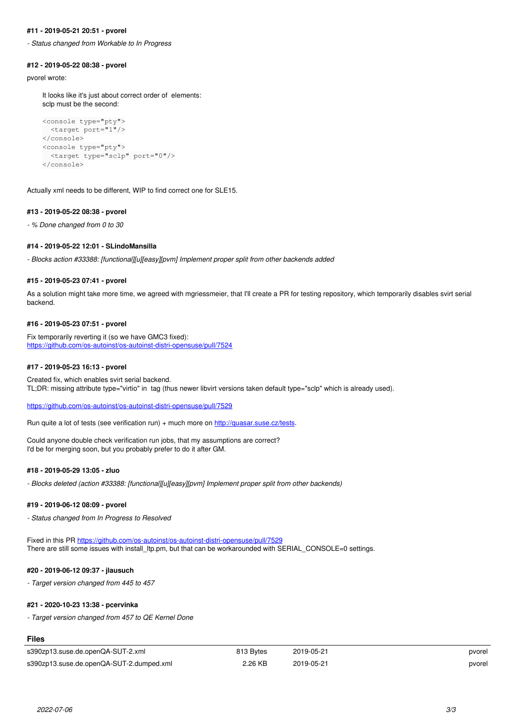#### #11 - 2019-05-21 20:51 - pvorel

*- Status changed from Workable to In Progress*

#### #12 - 2019-05-22 08:38 - pvorel

pvorel wrote:

> It looks like it's just about correct order of  elements:
> sclp must be the second:
>
> ```
> <console type="pty">
>   <target port="1"/>
> </console>
> <console type="pty">
>   <target type="sclp" port="0"/>
> </console>
> ```

Actually xml needs to be different, WIP to find correct one for SLE15.

#### #13 - 2019-05-22 08:38 - pvorel

*- % Done changed from 0 to 30*

#### #14 - 2019-05-22 12:01 - SLindoMansilla

*- Blocks action #33388: [functional][u][easy][pvm] Implement proper split from other backends added*

#### #15 - 2019-05-23 07:41 - pvorel

As a solution might take more time, we agreed with mgriessmeier, that I'll create a PR for testing repository, which temporarily disables svirt serial backend.

#### #16 - 2019-05-23 07:51 - pvorel

Fix temporarily reverting it (so we have GMC3 fixed):
https://github.com/os-autoinst/os-autoinst-distri-opensuse/pull/7524

#### #17 - 2019-05-23 16:13 - pvorel

Created fix, which enables svirt serial backend.
TL;DR: missing attribute type="virtio" in  tag (thus newer libvirt versions taken default type="sclp" which is already used).

https://github.com/os-autoinst/os-autoinst-distri-opensuse/pull/7529

Run quite a lot of tests (see verification run) + much more on http://quasar.suse.cz/tests.

Could anyone double check verification run jobs, that my assumptions are correct?
I'd be for merging soon, but you probably prefer to do it after GM.

#### #18 - 2019-05-29 13:05 - zluo

*- Blocks deleted (action #33388: [functional][u][easy][pvm] Implement proper split from other backends)*

#### #19 - 2019-06-12 08:09 - pvorel

*- Status changed from In Progress to Resolved*

Fixed in this PR https://github.com/os-autoinst/os-autoinst-distri-opensuse/pull/7529
There are still some issues with install_ltp.pm, but that can be workarounded with SERIAL_CONSOLE=0 settings.

#### #20 - 2019-06-12 09:37 - jlausuch

*- Target version changed from 445 to 457*

#### #21 - 2020-10-23 13:38 - pcervinka

*- Target version changed from 457 to QE Kernel Done*

### Files

| | | | |
|---|---|---|---|
| s390zp13.suse.de.openQA-SUT-2.xml | 813 Bytes | 2019-05-21 | pvorel |
| s390zp13.suse.de.openQA-SUT-2.dumped.xml | 2.26 KB | 2019-05-21 | pvorel |